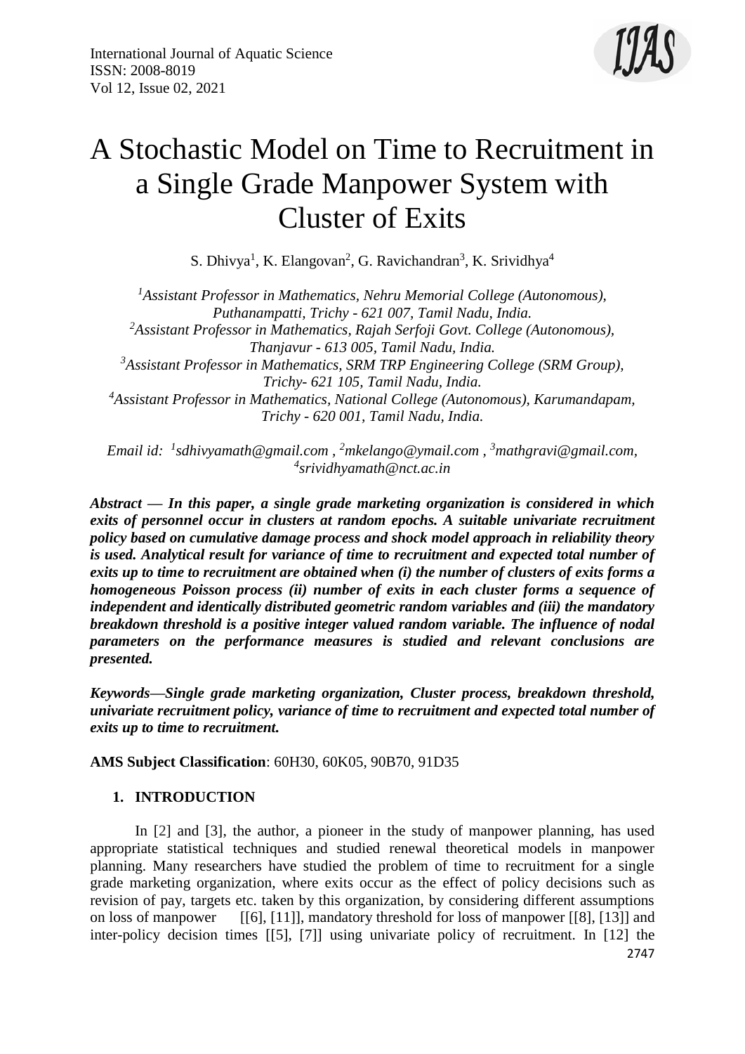# A Stochastic Model on Time to Recruitment in a Single Grade Manpower System with Cluster of Exits

S. Dhivya[1], K. Elangovan[2], G. Ravichandran[3], K. Srividhya[4]

[1]*Assistant Professor in Mathematics, Nehru Memorial College (Autonomous), Puthanampatti, Trichy - 621 007, Tamil Nadu, India.*
[2]*Assistant Professor in Mathematics, Rajah Serfoji Govt. College (Autonomous), Thanjavur - 613 005, Tamil Nadu, India.*
[3]*Assistant Professor in Mathematics, SRM TRP Engineering College (SRM Group), Trichy- 621 105, Tamil Nadu, India.*
[4]*Assistant Professor in Mathematics, National College (Autonomous), Karumandapam, Trichy - 620 001, Tamil Nadu, India.*

*Email id: [1]sdhivyamath@gmail.com , [2]mkelango@ymail.com , [3]mathgravi@gmail.com, [4]srividhyamath@nct.ac.in*

***Abstract — In this paper, a single grade marketing organization is considered in which exits of personnel occur in clusters at random epochs. A suitable univariate recruitment policy based on cumulative damage process and shock model approach in reliability theory is used. Analytical result for variance of time to recruitment and expected total number of exits up to time to recruitment are obtained when (i) the number of clusters of exits forms a homogeneous Poisson process (ii) number of exits in each cluster forms a sequence of independent and identically distributed geometric random variables and (iii) the mandatory breakdown threshold is a positive integer valued random variable. The influence of nodal parameters on the performance measures is studied and relevant conclusions are presented.***

***Keywords—Single grade marketing organization, Cluster process, breakdown threshold, univariate recruitment policy, variance of time to recruitment and expected total number of exits up to time to recruitment.***

**AMS Subject Classification**: 60H30, 60K05, 90B70, 91D35

## 1. INTRODUCTION

In [2] and [3], the author, a pioneer in the study of manpower planning, has used appropriate statistical techniques and studied renewal theoretical models in manpower planning. Many researchers have studied the problem of time to recruitment for a single grade marketing organization, where exits occur as the effect of policy decisions such as revision of pay, targets etc. taken by this organization, by considering different assumptions on loss of manpower [[6], [11]], mandatory threshold for loss of manpower [[8], [13]] and inter-policy decision times [[5], [7]] using univariate policy of recruitment. In [12] the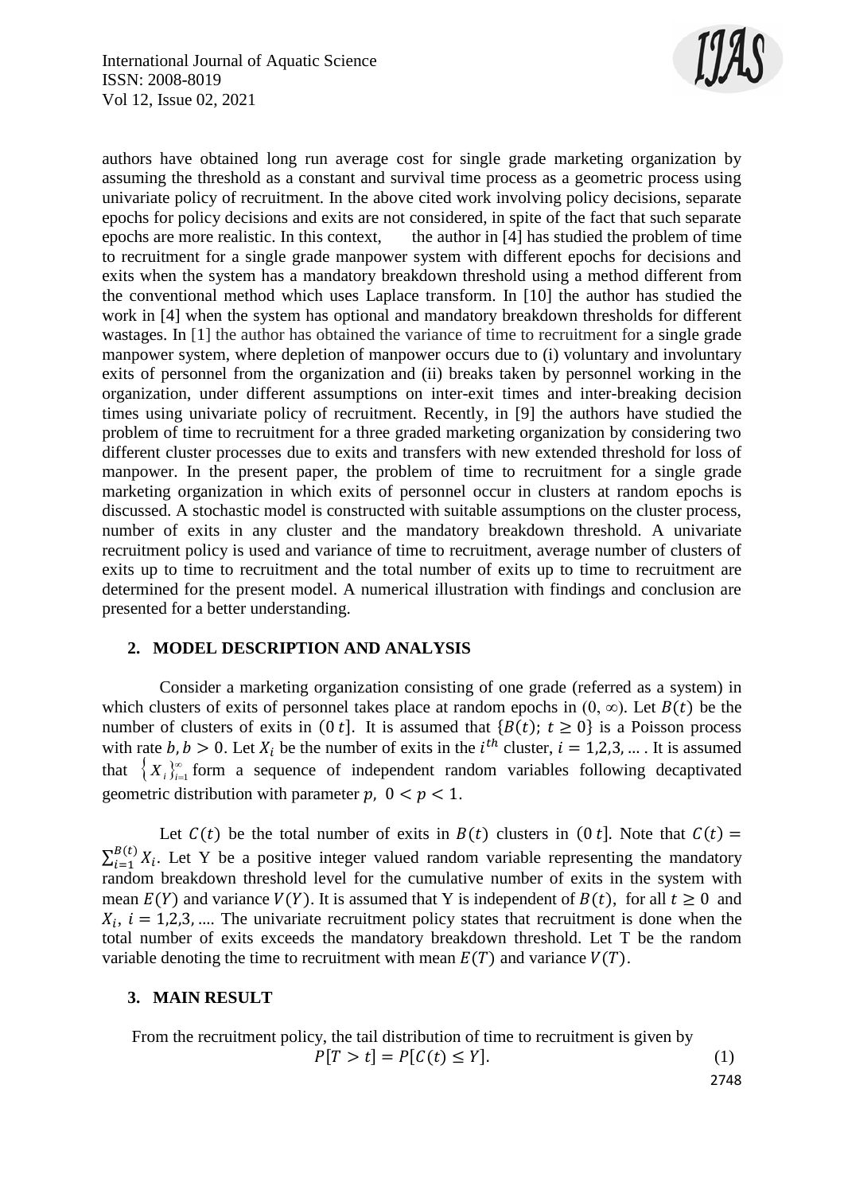authors have obtained long run average cost for single grade marketing organization by assuming the threshold as a constant and survival time process as a geometric process using univariate policy of recruitment. In the above cited work involving policy decisions, separate epochs for policy decisions and exits are not considered, in spite of the fact that such separate epochs are more realistic. In this context, the author in [4] has studied the problem of time to recruitment for a single grade manpower system with different epochs for decisions and exits when the system has a mandatory breakdown threshold using a method different from the conventional method which uses Laplace transform. In [10] the author has studied the work in [4] when the system has optional and mandatory breakdown thresholds for different wastages. In [1] the author has obtained the variance of time to recruitment for a single grade manpower system, where depletion of manpower occurs due to (i) voluntary and involuntary exits of personnel from the organization and (ii) breaks taken by personnel working in the organization, under different assumptions on inter-exit times and inter-breaking decision times using univariate policy of recruitment. Recently, in [9] the authors have studied the problem of time to recruitment for a three graded marketing organization by considering two different cluster processes due to exits and transfers with new extended threshold for loss of manpower. In the present paper, the problem of time to recruitment for a single grade marketing organization in which exits of personnel occur in clusters at random epochs is discussed. A stochastic model is constructed with suitable assumptions on the cluster process, number of exits in any cluster and the mandatory breakdown threshold. A univariate recruitment policy is used and variance of time to recruitment, average number of clusters of exits up to time to recruitment and the total number of exits up to time to recruitment are determined for the present model. A numerical illustration with findings and conclusion are presented for a better understanding.

## 2. MODEL DESCRIPTION AND ANALYSIS

Consider a marketing organization consisting of one grade (referred as a system) in which clusters of exits of personnel takes place at random epochs in $(0, \infty)$. Let $B(t)$ be the number of clusters of exits in $(0\, t]$. It is assumed that $\{B(t);\, t \geq 0\}$ is a Poisson process with rate $b, b > 0$. Let $X_i$ be the number of exits in the $i^{th}$ cluster, $i = 1,2,3, \ldots$ . It is assumed that $\{X_i\}_{i=1}^{\infty}$ form a sequence of independent random variables following decaptivated geometric distribution with parameter $p,\ 0 < p < 1$.

Let $C(t)$ be the total number of exits in $B(t)$ clusters in $(0\, t]$. Note that $C(t) = \sum_{i=1}^{B(t)} X_i$. Let Y be a positive integer valued random variable representing the mandatory random breakdown threshold level for the cumulative number of exits in the system with mean $E(Y)$ and variance $V(Y)$. It is assumed that Y is independent of $B(t)$, for all $t \geq 0$ and $X_i$, $i = 1,2,3, \ldots$. The univariate recruitment policy states that recruitment is done when the total number of exits exceeds the mandatory breakdown threshold. Let T be the random variable denoting the time to recruitment with mean $E(T)$ and variance $V(T)$.

## 3. MAIN RESULT

From the recruitment policy, the tail distribution of time to recruitment is given by

$$P[T > t] = P[C(t) \leq Y]. \tag{1}$$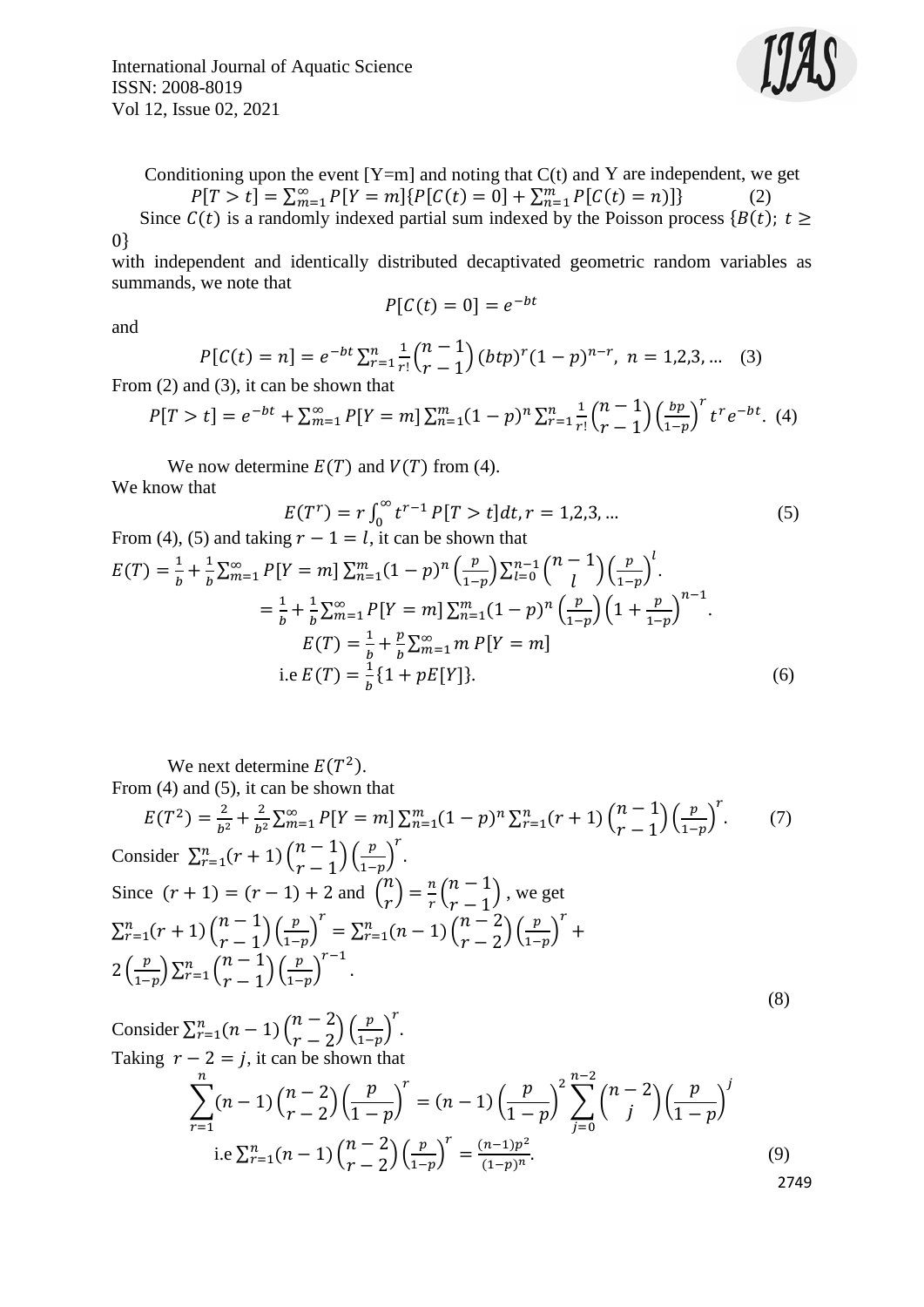Conditioning upon the event [Y=m] and noting that C(t) and Y are independent, we get

$$P[T > t] = \sum_{m=1}^{\infty} P[Y = m]\{P[C(t) = 0] + \sum_{n=1}^{m} P[C(t) = n)]\} \qquad (2)$$

Since $C(t)$ is a randomly indexed partial sum indexed by the Poisson process $\{B(t);\ t \geq 0\}$ with independent and identically distributed decaptivated geometric random variables as summands, we note that

$$P[C(t) = 0] = e^{-bt}$$

and

$$P[C(t) = n] = e^{-bt} \sum_{r=1}^{n} \frac{1}{r!} \binom{n-1}{r-1} (btp)^r (1-p)^{n-r},\ n = 1,2,3, \ldots \quad (3)$$

From (2) and (3), it can be shown that

$$P[T > t] = e^{-bt} + \sum_{m=1}^{\infty} P[Y = m] \sum_{n=1}^{m} (1-p)^n \sum_{r=1}^{n} \frac{1}{r!} \binom{n-1}{r-1} \left(\frac{bp}{1-p}\right)^r t^r e^{-bt}. \ (4)$$

We now determine $E(T)$ and $V(T)$ from (4).
We know that

$$E(T^r) = r \int_0^{\infty} t^{r-1} P[T > t] dt, r = 1,2,3, \ldots \qquad (5)$$

From (4), (5) and taking $r - 1 = l$, it can be shown that

$$E(T) = \frac{1}{b} + \frac{1}{b} \sum_{m=1}^{\infty} P[Y = m] \sum_{n=1}^{m} (1-p)^n \left(\frac{p}{1-p}\right) \sum_{l=0}^{n-1} \binom{n-1}{l} \left(\frac{p}{1-p}\right)^l.$$

$$= \frac{1}{b} + \frac{1}{b} \sum_{m=1}^{\infty} P[Y = m] \sum_{n=1}^{m} (1-p)^n \left(\frac{p}{1-p}\right) \left(1 + \frac{p}{1-p}\right)^{n-1}.$$

$$E(T) = \frac{1}{b} + \frac{p}{b} \sum_{m=1}^{\infty} m\, P[Y = m]$$

$$\text{i.e } E(T) = \frac{1}{b}\{1 + pE[Y]\}. \qquad (6)$$

We next determine $E(T^2)$.
From (4) and (5), it can be shown that

$$E(T^2) = \frac{2}{b^2} + \frac{2}{b^2} \sum_{m=1}^{\infty} P[Y = m] \sum_{n=1}^{m} (1-p)^n \sum_{r=1}^{n} (r+1) \binom{n-1}{r-1} \left(\frac{p}{1-p}\right)^r. \qquad (7)$$

Consider $\sum_{r=1}^{n} (r+1) \binom{n-1}{r-1} \left(\frac{p}{1-p}\right)^r$.

Since $(r+1) = (r-1) + 2$ and $\binom{n}{r} = \frac{n}{r}\binom{n-1}{r-1}$, we get

$$\sum_{r=1}^{n} (r+1) \binom{n-1}{r-1} \left(\frac{p}{1-p}\right)^r = \sum_{r=1}^{n} (n-1) \binom{n-2}{r-2} \left(\frac{p}{1-p}\right)^r + 2\left(\frac{p}{1-p}\right) \sum_{r=1}^{n} \binom{n-1}{r-1} \left(\frac{p}{1-p}\right)^{r-1}. \qquad (8)$$

Consider $\sum_{r=1}^{n} (n-1) \binom{n-2}{r-2} \left(\frac{p}{1-p}\right)^r$.

Taking $r - 2 = j$, it can be shown that

$$\sum_{r=1}^{n} (n-1) \binom{n-2}{r-2} \left(\frac{p}{1-p}\right)^r = (n-1) \left(\frac{p}{1-p}\right)^2 \sum_{j=0}^{n-2} \binom{n-2}{j} \left(\frac{p}{1-p}\right)^j$$

$$\text{i.e } \sum_{r=1}^{n} (n-1) \binom{n-2}{r-2} \left(\frac{p}{1-p}\right)^r = \frac{(n-1)p^2}{(1-p)^n}. \qquad (9)$$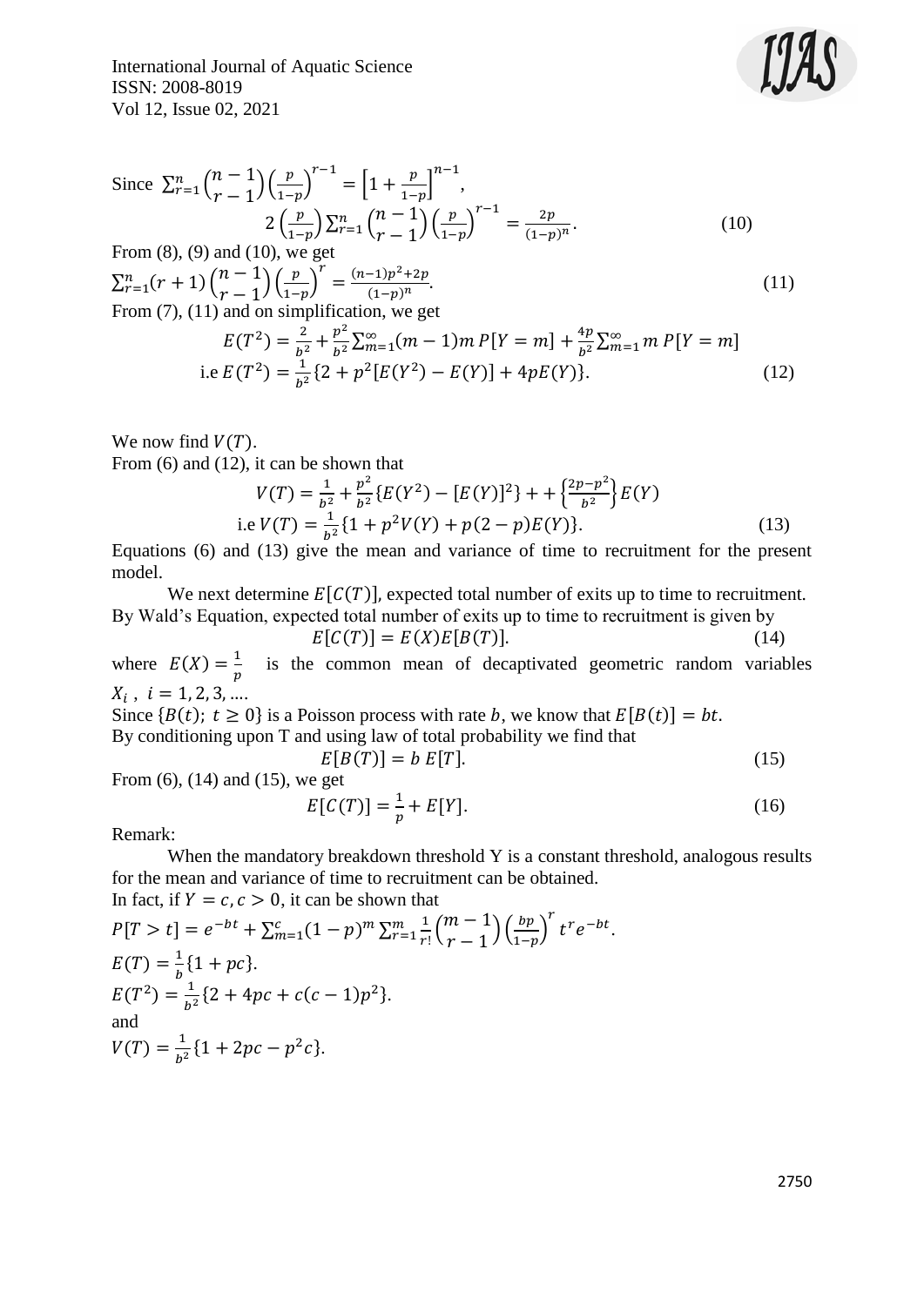Since $\sum_{r=1}^{n}\binom{n-1}{r-1}\left(\frac{p}{1-p}\right)^{r-1} = \left[1+\frac{p}{1-p}\right]^{n-1}$,

$$2\left(\frac{p}{1-p}\right)\sum_{r=1}^{n}\binom{n-1}{r-1}\left(\frac{p}{1-p}\right)^{r-1} = \frac{2p}{(1-p)^n}. \tag{10}$$

From (8), (9) and (10), we get

$$\sum_{r=1}^{n}(r+1)\binom{n-1}{r-1}\left(\frac{p}{1-p}\right)^{r} = \frac{(n-1)p^2+2p}{(1-p)^n}. \tag{11}$$

From (7), (11) and on simplification, we get

$$E(T^2) = \frac{2}{b^2} + \frac{p^2}{b^2}\sum_{m=1}^{\infty}(m-1)m\,P[Y=m] + \frac{4p}{b^2}\sum_{m=1}^{\infty}m\,P[Y=m]$$

$$\text{i.e } E(T^2) = \frac{1}{b^2}\{2 + p^2[E(Y^2) - E(Y)] + 4pE(Y)\}. \tag{12}$$

We now find $V(T)$.

From (6) and (12), it can be shown that

$$V(T) = \frac{1}{b^2} + \frac{p^2}{b^2}\{E(Y^2) - [E(Y)]^2\} + + \left\{\frac{2p-p^2}{b^2}\right\}E(Y)$$

$$\text{i.e } V(T) = \frac{1}{b^2}\{1 + p^2V(Y) + p(2-p)E(Y)\}. \tag{13}$$

Equations (6) and (13) give the mean and variance of time to recruitment for the present model.

We next determine $E[C(T)]$, expected total number of exits up to time to recruitment. By Wald's Equation, expected total number of exits up to time to recruitment is given by

$$E[C(T)] = E(X)E[B(T)]. \tag{14}$$

where $E(X) = \frac{1}{p}$ is the common mean of decaptivated geometric random variables $X_i$, $i = 1, 2, 3, \ldots$.

Since $\{B(t);\ t \geq 0\}$ is a Poisson process with rate $b$, we know that $E[B(t)] = bt$.

By conditioning upon T and using law of total probability we find that

$$E[B(T)] = b\,E[T]. \tag{15}$$

From (6), (14) and (15), we get

$$E[C(T)] = \frac{1}{p} + E[Y]. \tag{16}$$

Remark:

When the mandatory breakdown threshold Y is a constant threshold, analogous results for the mean and variance of time to recruitment can be obtained.

In fact, if $Y = c, c > 0$, it can be shown that

$$P[T > t] = e^{-bt} + \sum_{m=1}^{c}(1-p)^m\sum_{r=1}^{m}\frac{1}{r!}\binom{m-1}{r-1}\left(\frac{bp}{1-p}\right)^r t^r e^{-bt}.$$

$$E(T) = \frac{1}{b}\{1 + pc\}.$$

$$E(T^2) = \frac{1}{b^2}\{2 + 4pc + c(c-1)p^2\}.$$

and

$$V(T) = \frac{1}{b^2}\{1 + 2pc - p^2c\}.$$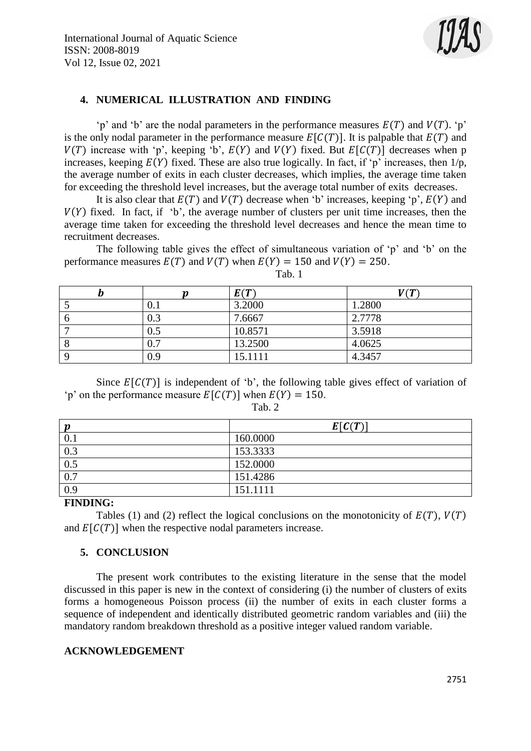## 4. NUMERICAL ILLUSTRATION AND FINDING

'p' and 'b' are the nodal parameters in the performance measures $E(T)$ and $V(T)$. 'p' is the only nodal parameter in the performance measure $E[C(T)]$. It is palpable that $E(T)$ and $V(T)$ increase with 'p', keeping 'b', $E(Y)$ and $V(Y)$ fixed. But $E[C(T)]$ decreases when p increases, keeping $E(Y)$ fixed. These are also true logically. In fact, if 'p' increases, then 1/p, the average number of exits in each cluster decreases, which implies, the average time taken for exceeding the threshold level increases, but the average total number of exits decreases.

It is also clear that $E(T)$ and $V(T)$ decrease when 'b' increases, keeping 'p', $E(Y)$ and $V(Y)$ fixed. In fact, if 'b', the average number of clusters per unit time increases, then the average time taken for exceeding the threshold level decreases and hence the mean time to recruitment decreases.

The following table gives the effect of simultaneous variation of 'p' and 'b' on the performance measures $E(T)$ and $V(T)$ when $E(Y) = 150$ and $V(Y) = 250$.

Tab. 1

| $b$ | $p$ | $E(T)$ | $V(T)$ |
|---|---|---|---|
| 5 | 0.1 | 3.2000 | 1.2800 |
| 6 | 0.3 | 7.6667 | 2.7778 |
| 7 | 0.5 | 10.8571 | 3.5918 |
| 8 | 0.7 | 13.2500 | 4.0625 |
| 9 | 0.9 | 15.1111 | 4.3457 |

Since $E[C(T)]$ is independent of 'b', the following table gives effect of variation of 'p' on the performance measure $E[C(T)]$ when $E(Y) = 150$.

Tab. 2

| $p$ | $E[C(T)]$ |
|---|---|
| 0.1 | 160.0000 |
| 0.3 | 153.3333 |
| 0.5 | 152.0000 |
| 0.7 | 151.4286 |
| 0.9 | 151.1111 |

**FINDING:**

Tables (1) and (2) reflect the logical conclusions on the monotonicity of $E(T)$, $V(T)$ and $E[C(T)]$ when the respective nodal parameters increase.

## 5. CONCLUSION

The present work contributes to the existing literature in the sense that the model discussed in this paper is new in the context of considering (i) the number of clusters of exits forms a homogeneous Poisson process (ii) the number of exits in each cluster forms a sequence of independent and identically distributed geometric random variables and (iii) the mandatory random breakdown threshold as a positive integer valued random variable.

## ACKNOWLEDGEMENT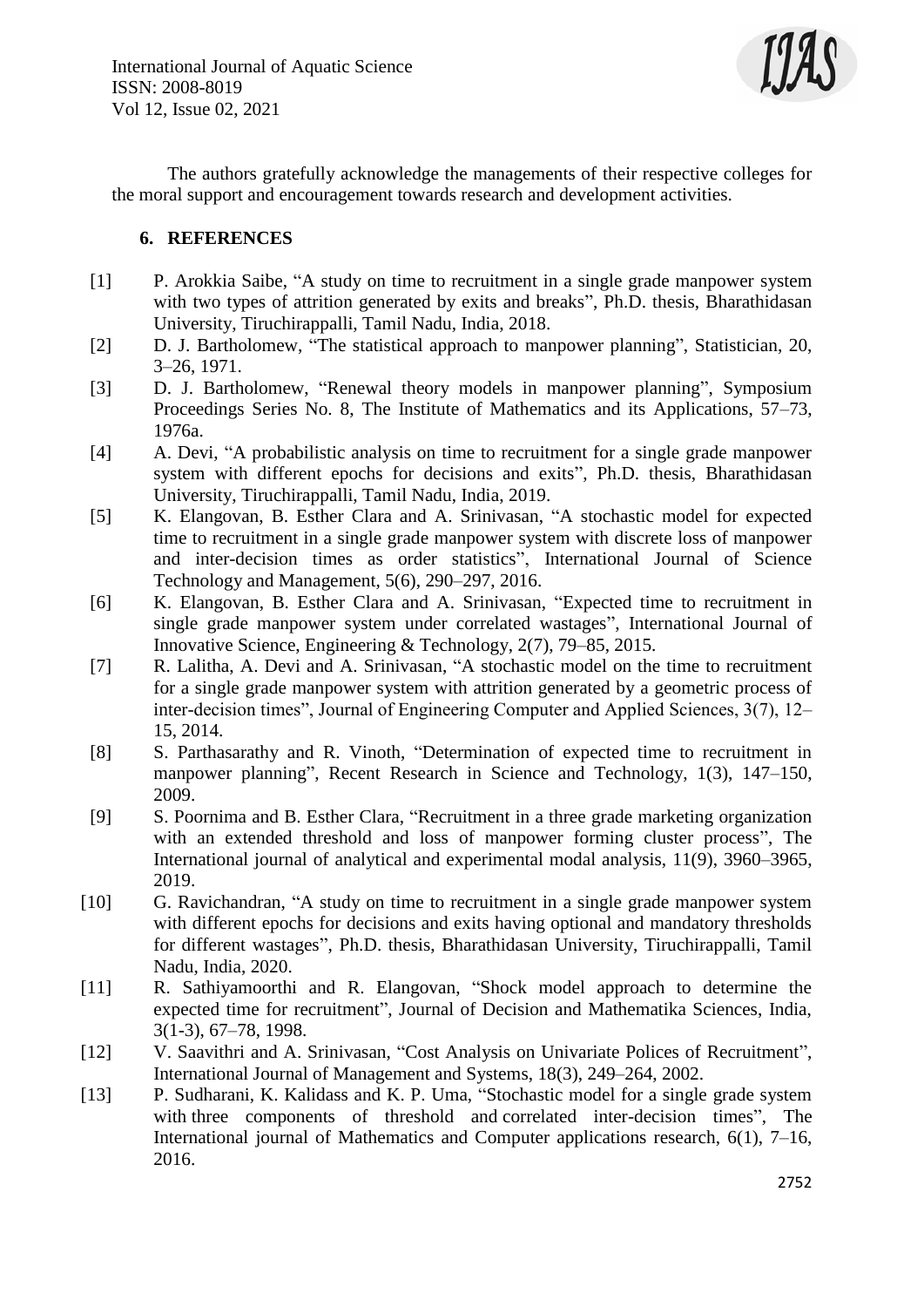The authors gratefully acknowledge the managements of their respective colleges for the moral support and encouragement towards research and development activities.

## 6. REFERENCES

[1] P. Arokkia Saibe, "A study on time to recruitment in a single grade manpower system with two types of attrition generated by exits and breaks", Ph.D. thesis, Bharathidasan University, Tiruchirappalli, Tamil Nadu, India, 2018.

[2] D. J. Bartholomew, "The statistical approach to manpower planning", Statistician, 20, 3–26, 1971.

[3] D. J. Bartholomew, "Renewal theory models in manpower planning", Symposium Proceedings Series No. 8, The Institute of Mathematics and its Applications, 57–73, 1976a.

[4] A. Devi, "A probabilistic analysis on time to recruitment for a single grade manpower system with different epochs for decisions and exits", Ph.D. thesis, Bharathidasan University, Tiruchirappalli, Tamil Nadu, India, 2019.

[5] K. Elangovan, B. Esther Clara and A. Srinivasan, "A stochastic model for expected time to recruitment in a single grade manpower system with discrete loss of manpower and inter-decision times as order statistics", International Journal of Science Technology and Management, 5(6), 290–297, 2016.

[6] K. Elangovan, B. Esther Clara and A. Srinivasan, "Expected time to recruitment in single grade manpower system under correlated wastages", International Journal of Innovative Science, Engineering & Technology, 2(7), 79–85, 2015.

[7] R. Lalitha, A. Devi and A. Srinivasan, "A stochastic model on the time to recruitment for a single grade manpower system with attrition generated by a geometric process of inter-decision times", Journal of Engineering Computer and Applied Sciences, 3(7), 12–15, 2014.

[8] S. Parthasarathy and R. Vinoth, "Determination of expected time to recruitment in manpower planning", Recent Research in Science and Technology, 1(3), 147–150, 2009.

[9] S. Poornima and B. Esther Clara, "Recruitment in a three grade marketing organization with an extended threshold and loss of manpower forming cluster process", The International journal of analytical and experimental modal analysis, 11(9), 3960–3965, 2019.

[10] G. Ravichandran, "A study on time to recruitment in a single grade manpower system with different epochs for decisions and exits having optional and mandatory thresholds for different wastages", Ph.D. thesis, Bharathidasan University, Tiruchirappalli, Tamil Nadu, India, 2020.

[11] R. Sathiyamoorthi and R. Elangovan, "Shock model approach to determine the expected time for recruitment", Journal of Decision and Mathematika Sciences, India, 3(1-3), 67–78, 1998.

[12] V. Saavithri and A. Srinivasan, "Cost Analysis on Univariate Polices of Recruitment", International Journal of Management and Systems, 18(3), 249–264, 2002.

[13] P. Sudharani, K. Kalidass and K. P. Uma, "Stochastic model for a single grade system with three components of threshold and correlated inter-decision times", The International journal of Mathematics and Computer applications research, 6(1), 7–16, 2016.